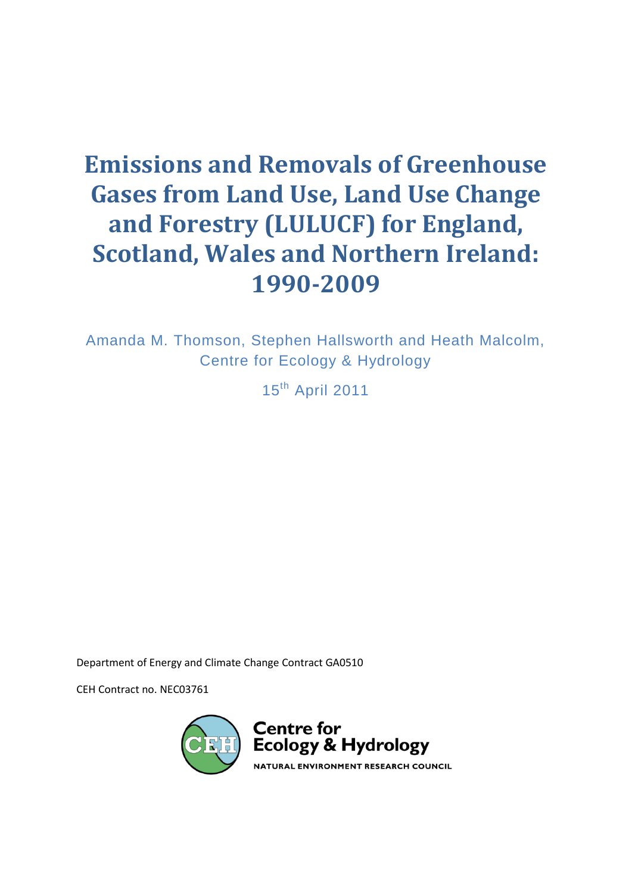# Emissions and Removals of Greenhouse Gases from Land Use, Land Use Change and Forestry (LULUCF) for England, Scotland, Wales and Northern Ireland: 1990-2009

Amanda M. Thomson, Stephen Hallsworth and Heath Malcolm, Centre for Ecology & Hydrology

15th April 2011

Department of Energy and Climate Change Contract GA0510

CEH Contract no. NEC03761

Centre for Ecology & Hydrology

NATURAL ENVIRONMENT RESEARCH COUNCIL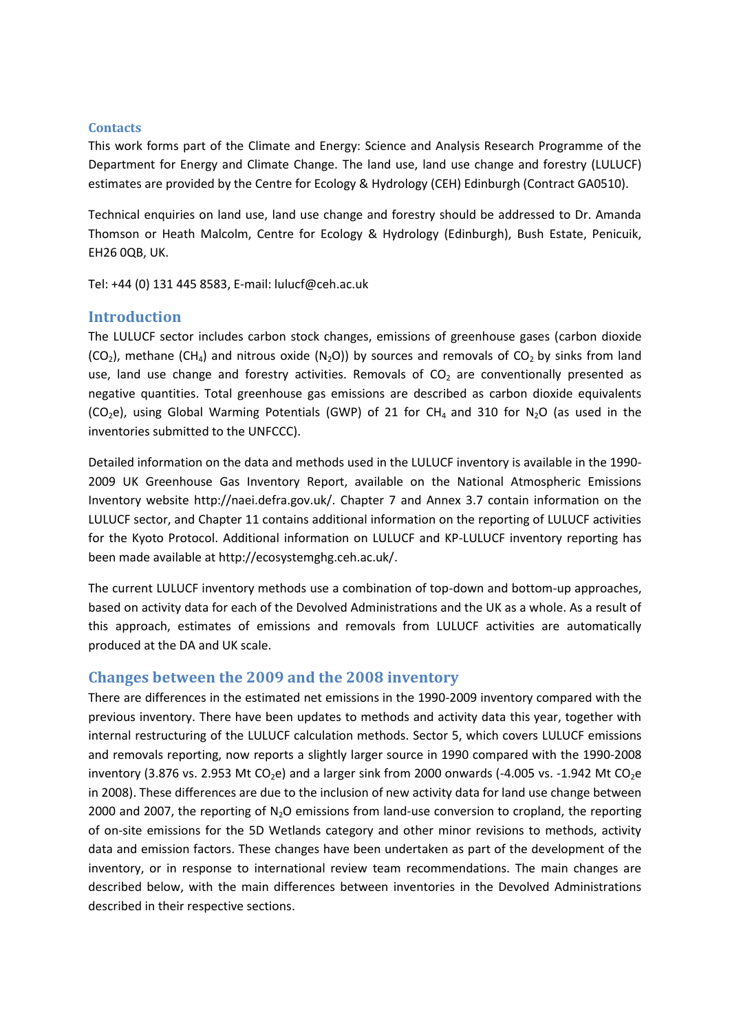## Contacts

This work forms part of the Climate and Energy: Science and Analysis Research Programme of the Department for Energy and Climate Change. The land use, land use change and forestry (LULUCF) estimates are provided by the Centre for Ecology & Hydrology (CEH) Edinburgh (Contract GA0510).

Technical enquiries on land use, land use change and forestry should be addressed to Dr. Amanda Thomson or Heath Malcolm, Centre for Ecology & Hydrology (Edinburgh), Bush Estate, Penicuik, EH26 0QB, UK.

Tel: +44 (0) 131 445 8583, E-mail: lulucf@ceh.ac.uk

## Introduction

The LULUCF sector includes carbon stock changes, emissions of greenhouse gases (carbon dioxide ($CO_2$), methane ($CH_4$) and nitrous oxide ($N_2O$)) by sources and removals of $CO_2$ by sinks from land use, land use change and forestry activities. Removals of $CO_2$ are conventionally presented as negative quantities. Total greenhouse gas emissions are described as carbon dioxide equivalents ($CO_2e$), using Global Warming Potentials (GWP) of 21 for $CH_4$ and 310 for $N_2O$ (as used in the inventories submitted to the UNFCCC).

Detailed information on the data and methods used in the LULUCF inventory is available in the 1990-2009 UK Greenhouse Gas Inventory Report, available on the National Atmospheric Emissions Inventory website http://naei.defra.gov.uk/. Chapter 7 and Annex 3.7 contain information on the LULUCF sector, and Chapter 11 contains additional information on the reporting of LULUCF activities for the Kyoto Protocol. Additional information on LULUCF and KP-LULUCF inventory reporting has been made available at http://ecosystemghg.ceh.ac.uk/.

The current LULUCF inventory methods use a combination of top-down and bottom-up approaches, based on activity data for each of the Devolved Administrations and the UK as a whole. As a result of this approach, estimates of emissions and removals from LULUCF activities are automatically produced at the DA and UK scale.

## Changes between the 2009 and the 2008 inventory

There are differences in the estimated net emissions in the 1990-2009 inventory compared with the previous inventory. There have been updates to methods and activity data this year, together with internal restructuring of the LULUCF calculation methods. Sector 5, which covers LULUCF emissions and removals reporting, now reports a slightly larger source in 1990 compared with the 1990-2008 inventory (3.876 vs. 2.953 Mt $CO_2e$) and a larger sink from 2000 onwards (-4.005 vs. -1.942 Mt $CO_2e$ in 2008). These differences are due to the inclusion of new activity data for land use change between 2000 and 2007, the reporting of $N_2O$ emissions from land-use conversion to cropland, the reporting of on-site emissions for the 5D Wetlands category and other minor revisions to methods, activity data and emission factors. These changes have been undertaken as part of the development of the inventory, or in response to international review team recommendations. The main changes are described below, with the main differences between inventories in the Devolved Administrations described in their respective sections.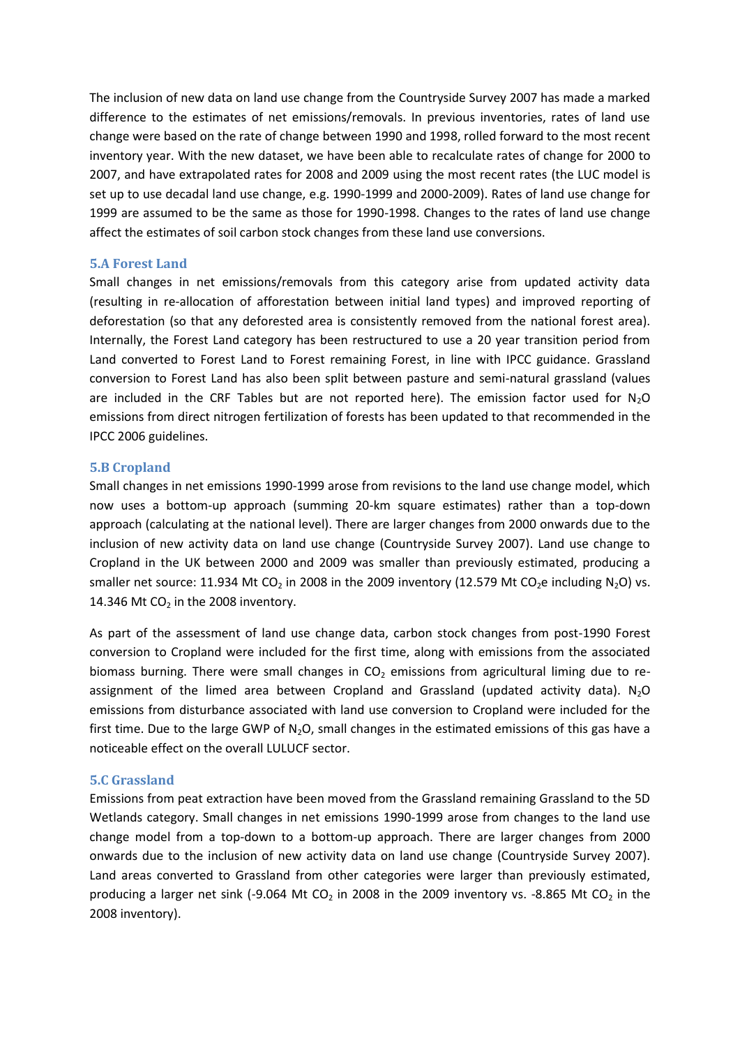The inclusion of new data on land use change from the Countryside Survey 2007 has made a marked difference to the estimates of net emissions/removals. In previous inventories, rates of land use change were based on the rate of change between 1990 and 1998, rolled forward to the most recent inventory year. With the new dataset, we have been able to recalculate rates of change for 2000 to 2007, and have extrapolated rates for 2008 and 2009 using the most recent rates (the LUC model is set up to use decadal land use change, e.g. 1990-1999 and 2000-2009). Rates of land use change for 1999 are assumed to be the same as those for 1990-1998. Changes to the rates of land use change affect the estimates of soil carbon stock changes from these land use conversions.

### 5.A Forest Land

Small changes in net emissions/removals from this category arise from updated activity data (resulting in re-allocation of afforestation between initial land types) and improved reporting of deforestation (so that any deforested area is consistently removed from the national forest area). Internally, the Forest Land category has been restructured to use a 20 year transition period from Land converted to Forest Land to Forest remaining Forest, in line with IPCC guidance. Grassland conversion to Forest Land has also been split between pasture and semi-natural grassland (values are included in the CRF Tables but are not reported here). The emission factor used for $N_2O$ emissions from direct nitrogen fertilization of forests has been updated to that recommended in the IPCC 2006 guidelines.

### 5.B Cropland

Small changes in net emissions 1990-1999 arose from revisions to the land use change model, which now uses a bottom-up approach (summing 20-km square estimates) rather than a top-down approach (calculating at the national level). There are larger changes from 2000 onwards due to the inclusion of new activity data on land use change (Countryside Survey 2007). Land use change to Cropland in the UK between 2000 and 2009 was smaller than previously estimated, producing a smaller net source: 11.934 Mt $CO_2$ in 2008 in the 2009 inventory (12.579 Mt $CO_2e$ including $N_2O$) vs. 14.346 Mt $CO_2$ in the 2008 inventory.

As part of the assessment of land use change data, carbon stock changes from post-1990 Forest conversion to Cropland were included for the first time, along with emissions from the associated biomass burning. There were small changes in $CO_2$ emissions from agricultural liming due to re-assignment of the limed area between Cropland and Grassland (updated activity data). $N_2O$ emissions from disturbance associated with land use conversion to Cropland were included for the first time. Due to the large GWP of $N_2O$, small changes in the estimated emissions of this gas have a noticeable effect on the overall LULUCF sector.

### 5.C Grassland

Emissions from peat extraction have been moved from the Grassland remaining Grassland to the 5D Wetlands category. Small changes in net emissions 1990-1999 arose from changes to the land use change model from a top-down to a bottom-up approach. There are larger changes from 2000 onwards due to the inclusion of new activity data on land use change (Countryside Survey 2007). Land areas converted to Grassland from other categories were larger than previously estimated, producing a larger net sink (-9.064 Mt $CO_2$ in 2008 in the 2009 inventory vs. -8.865 Mt $CO_2$ in the 2008 inventory).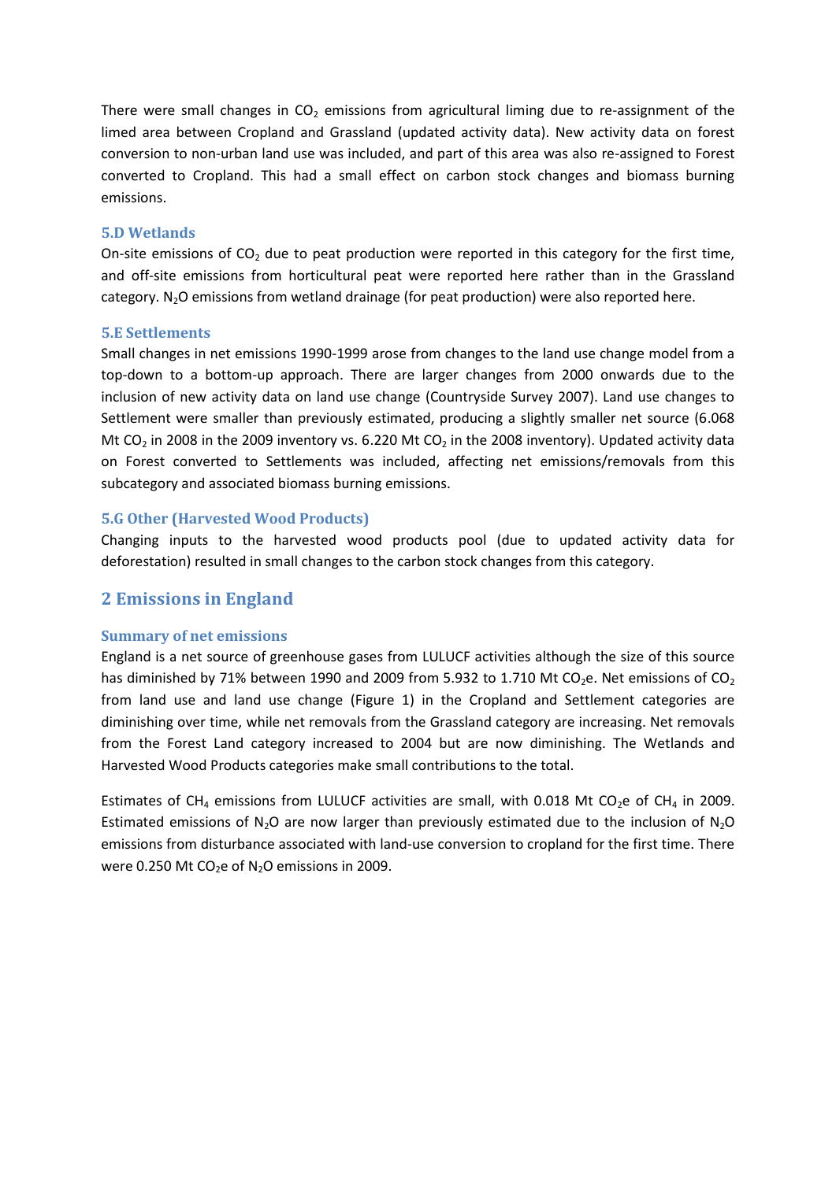There were small changes in $CO_2$ emissions from agricultural liming due to re-assignment of the limed area between Cropland and Grassland (updated activity data). New activity data on forest conversion to non-urban land use was included, and part of this area was also re-assigned to Forest converted to Cropland. This had a small effect on carbon stock changes and biomass burning emissions.

### 5.D Wetlands

On-site emissions of $CO_2$ due to peat production were reported in this category for the first time, and off-site emissions from horticultural peat were reported here rather than in the Grassland category. $N_2O$ emissions from wetland drainage (for peat production) were also reported here.

### 5.E Settlements

Small changes in net emissions 1990-1999 arose from changes to the land use change model from a top-down to a bottom-up approach. There are larger changes from 2000 onwards due to the inclusion of new activity data on land use change (Countryside Survey 2007). Land use changes to Settlement were smaller than previously estimated, producing a slightly smaller net source (6.068 Mt $CO_2$ in 2008 in the 2009 inventory vs. 6.220 Mt $CO_2$ in the 2008 inventory). Updated activity data on Forest converted to Settlements was included, affecting net emissions/removals from this subcategory and associated biomass burning emissions.

### 5.G Other (Harvested Wood Products)

Changing inputs to the harvested wood products pool (due to updated activity data for deforestation) resulted in small changes to the carbon stock changes from this category.

## 2 Emissions in England

### Summary of net emissions

England is a net source of greenhouse gases from LULUCF activities although the size of this source has diminished by 71% between 1990 and 2009 from 5.932 to 1.710 Mt $CO_2e$. Net emissions of $CO_2$ from land use and land use change (Figure 1) in the Cropland and Settlement categories are diminishing over time, while net removals from the Grassland category are increasing. Net removals from the Forest Land category increased to 2004 but are now diminishing. The Wetlands and Harvested Wood Products categories make small contributions to the total.

Estimates of $CH_4$ emissions from LULUCF activities are small, with 0.018 Mt $CO_2e$ of $CH_4$ in 2009. Estimated emissions of $N_2O$ are now larger than previously estimated due to the inclusion of $N_2O$ emissions from disturbance associated with land-use conversion to cropland for the first time. There were 0.250 Mt $CO_2e$ of $N_2O$ emissions in 2009.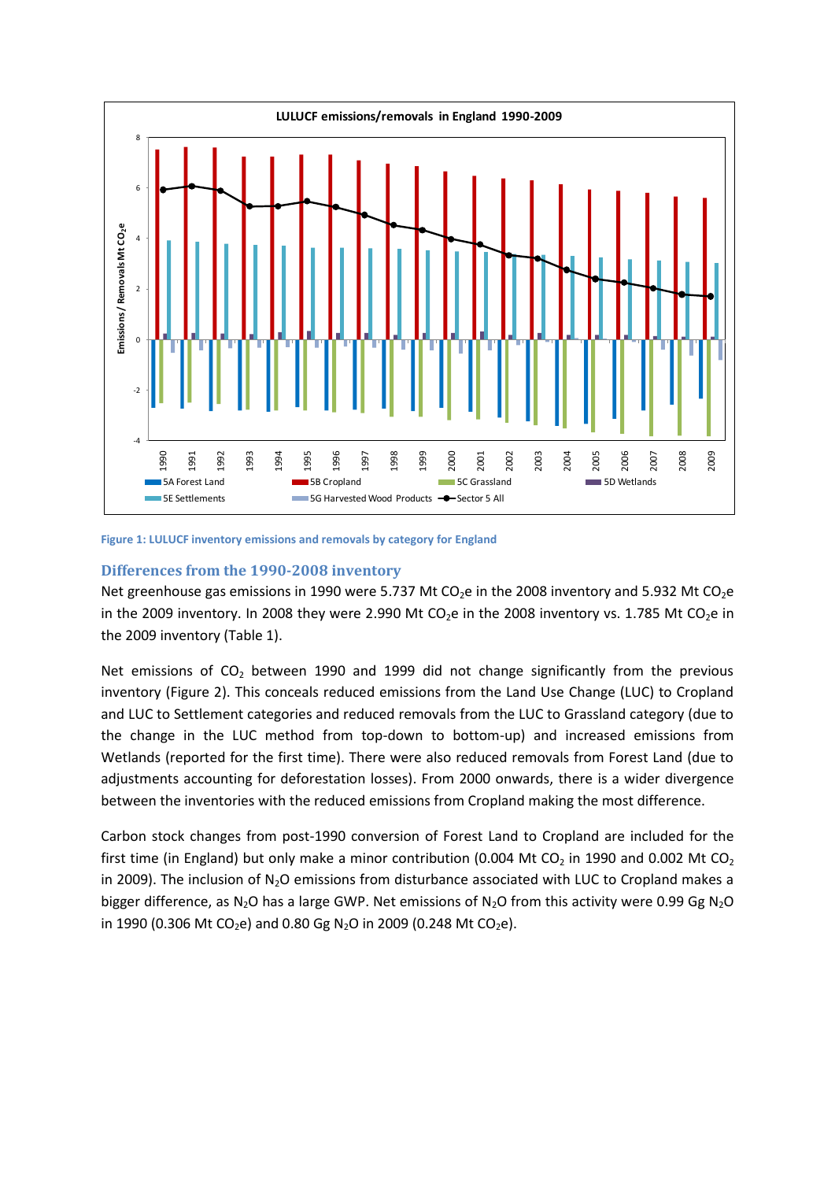Figure 1: LULUCF inventory emissions and removals by category for England

## Differences from the 1990-2008 inventory

Net greenhouse gas emissions in 1990 were 5.737 Mt $CO_2e$ in the 2008 inventory and 5.932 Mt $CO_2e$ in the 2009 inventory. In 2008 they were 2.990 Mt $CO_2e$ in the 2008 inventory vs. 1.785 Mt $CO_2e$ in the 2009 inventory (Table 1).

Net emissions of $CO_2$ between 1990 and 1999 did not change significantly from the previous inventory (Figure 2). This conceals reduced emissions from the Land Use Change (LUC) to Cropland and LUC to Settlement categories and reduced removals from the LUC to Grassland category (due to the change in the LUC method from top-down to bottom-up) and increased emissions from Wetlands (reported for the first time). There were also reduced removals from Forest Land (due to adjustments accounting for deforestation losses). From 2000 onwards, there is a wider divergence between the inventories with the reduced emissions from Cropland making the most difference.

Carbon stock changes from post-1990 conversion of Forest Land to Cropland are included for the first time (in England) but only make a minor contribution (0.004 Mt $CO_2$ in 1990 and 0.002 Mt $CO_2$ in 2009). The inclusion of $N_2O$ emissions from disturbance associated with LUC to Cropland makes a bigger difference, as $N_2O$ has a large GWP. Net emissions of $N_2O$ from this activity were 0.99 Gg $N_2O$ in 1990 (0.306 Mt $CO_2e$) and 0.80 Gg $N_2O$ in 2009 (0.248 Mt $CO_2e$).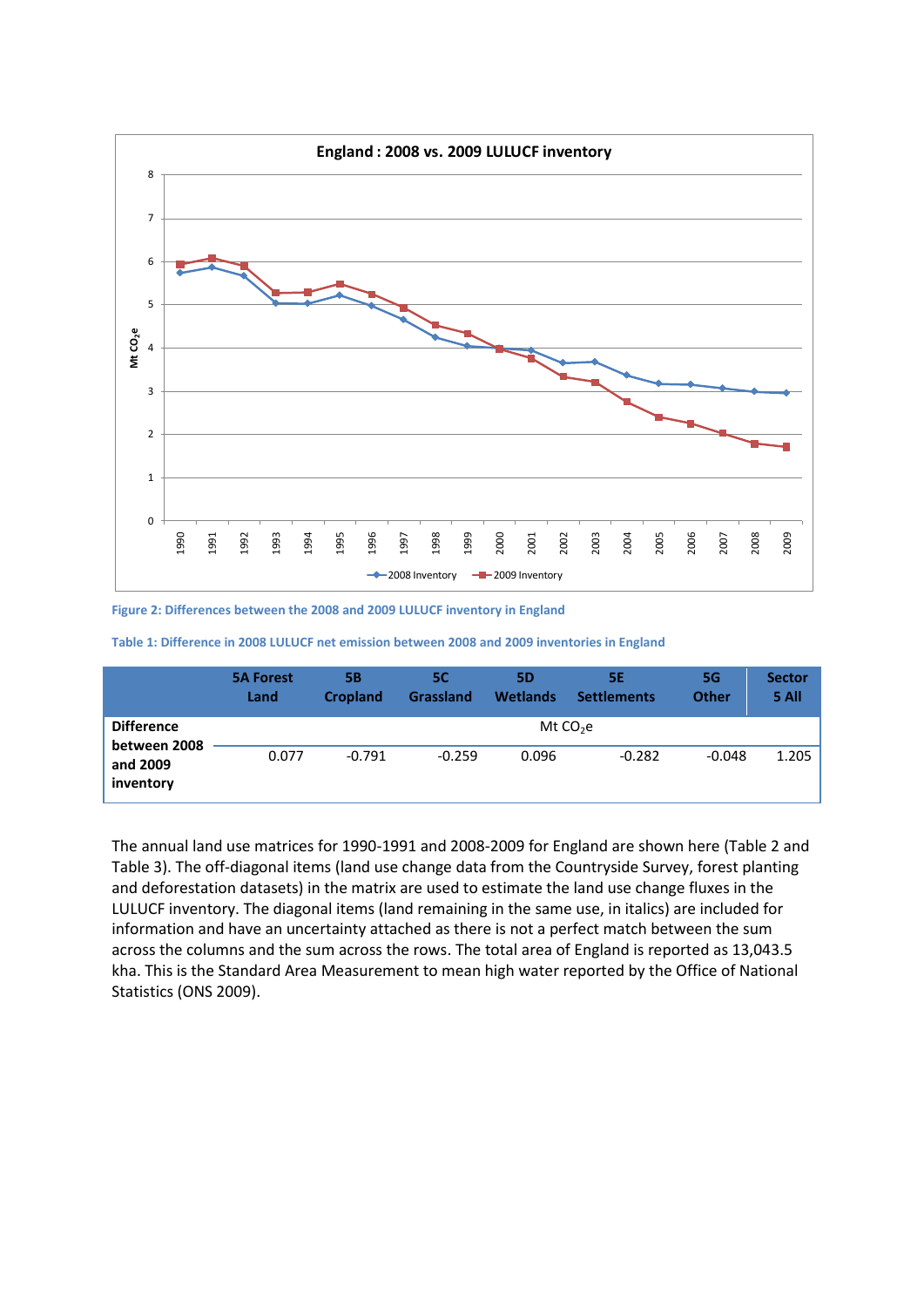Figure 2: Differences between the 2008 and 2009 LULUCF inventory in England

Table 1: Difference in 2008 LULUCF net emission between 2008 and 2009 inventories in England

| | 5A Forest Land | 5B Cropland | 5C Grassland | 5D Wetlands | 5E Settlements | 5G Other | Sector 5 All |
|---|---|---|---|---|---|---|---|
| **Difference between 2008 and 2009 inventory** | Mt $CO_2$e | | | | | | |
| | 0.077 | -0.791 | -0.259 | 0.096 | -0.282 | -0.048 | 1.205 |

The annual land use matrices for 1990-1991 and 2008-2009 for England are shown here (Table 2 and Table 3). The off-diagonal items (land use change data from the Countryside Survey, forest planting and deforestation datasets) in the matrix are used to estimate the land use change fluxes in the LULUCF inventory. The diagonal items (land remaining in the same use, in italics) are included for information and have an uncertainty attached as there is not a perfect match between the sum across the columns and the sum across the rows. The total area of England is reported as 13,043.5 kha. This is the Standard Area Measurement to mean high water reported by the Office of National Statistics (ONS 2009).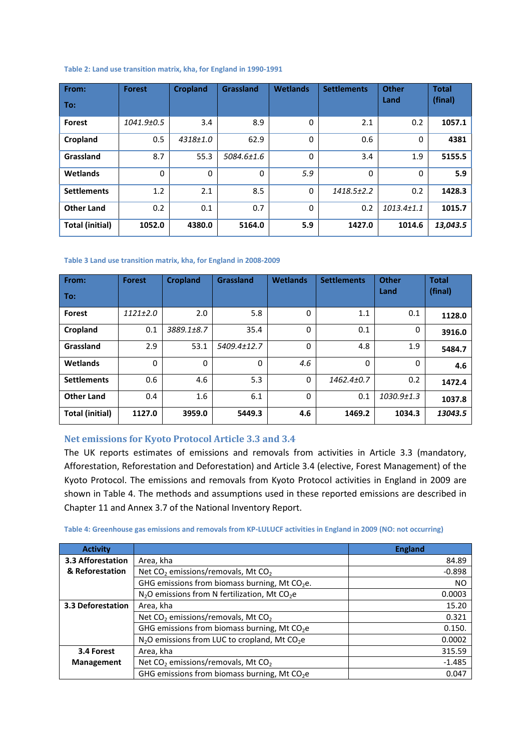Table 2: Land use transition matrix, kha, for England in 1990-1991

| From:<br>To: | Forest | Cropland | Grassland | Wetlands | Settlements | Other Land | Total (final) |
|---|---|---|---|---|---|---|---|
| **Forest** | *1041.9±0.5* | 3.4 | 8.9 | 0 | 2.1 | 0.2 | **1057.1** |
| **Cropland** | 0.5 | *4318±1.0* | 62.9 | 0 | 0.6 | 0 | **4381** |
| **Grassland** | 8.7 | 55.3 | *5084.6±1.6* | 0 | 3.4 | 1.9 | **5155.5** |
| **Wetlands** | 0 | 0 | 0 | *5.9* | 0 | 0 | **5.9** |
| **Settlements** | 1.2 | 2.1 | 8.5 | 0 | *1418.5±2.2* | 0.2 | **1428.3** |
| **Other Land** | 0.2 | 0.1 | 0.7 | 0 | 0.2 | *1013.4±1.1* | **1015.7** |
| **Total (initial)** | **1052.0** | **4380.0** | **5164.0** | **5.9** | **1427.0** | **1014.6** | ***13,043.5*** |

Table 3 Land use transition matrix, kha, for England in 2008-2009

| From:<br>To: | Forest | Cropland | Grassland | Wetlands | Settlements | Other Land | Total (final) |
|---|---|---|---|---|---|---|---|
| **Forest** | *1121±2.0* | 2.0 | 5.8 | 0 | 1.1 | 0.1 | **1128.0** |
| **Cropland** | 0.1 | *3889.1±8.7* | 35.4 | 0 | 0.1 | 0 | **3916.0** |
| **Grassland** | 2.9 | 53.1 | *5409.4±12.7* | 0 | 4.8 | 1.9 | **5484.7** |
| **Wetlands** | 0 | 0 | 0 | *4.6* | 0 | 0 | **4.6** |
| **Settlements** | 0.6 | 4.6 | 5.3 | 0 | *1462.4±0.7* | 0.2 | **1472.4** |
| **Other Land** | 0.4 | 1.6 | 6.1 | 0 | 0.1 | *1030.9±1.3* | **1037.8** |
| **Total (initial)** | **1127.0** | **3959.0** | **5449.3** | **4.6** | **1469.2** | **1034.3** | ***13043.5*** |

## Net emissions for Kyoto Protocol Article 3.3 and 3.4

The UK reports estimates of emissions and removals from activities in Article 3.3 (mandatory, Afforestation, Reforestation and Deforestation) and Article 3.4 (elective, Forest Management) of the Kyoto Protocol. The emissions and removals from Kyoto Protocol activities in England in 2009 are shown in Table 4. The methods and assumptions used in these reported emissions are described in Chapter 11 and Annex 3.7 of the National Inventory Report.

Table 4: Greenhouse gas emissions and removals from KP-LULUCF activities in England in 2009 (NO: not occurring)

| Activity | | England |
|---|---|---|
| **3.3 Afforestation & Reforestation** | Area, kha | 84.89 |
| | Net $CO_2$ emissions/removals, Mt $CO_2$ | -0.898 |
| | GHG emissions from biomass burning, Mt $CO_2$e. | NO |
| | $N_2O$ emissions from N fertilization, Mt $CO_2$e | 0.0003 |
| **3.3 Deforestation** | Area, kha | 15.20 |
| | Net $CO_2$ emissions/removals, Mt $CO_2$ | 0.321 |
| | GHG emissions from biomass burning, Mt $CO_2$e | 0.150. |
| | $N_2O$ emissions from LUC to cropland, Mt $CO_2$e | 0.0002 |
| **3.4 Forest Management** | Area, kha | 315.59 |
| | Net $CO_2$ emissions/removals, Mt $CO_2$ | -1.485 |
| | GHG emissions from biomass burning, Mt $CO_2$e | 0.047 |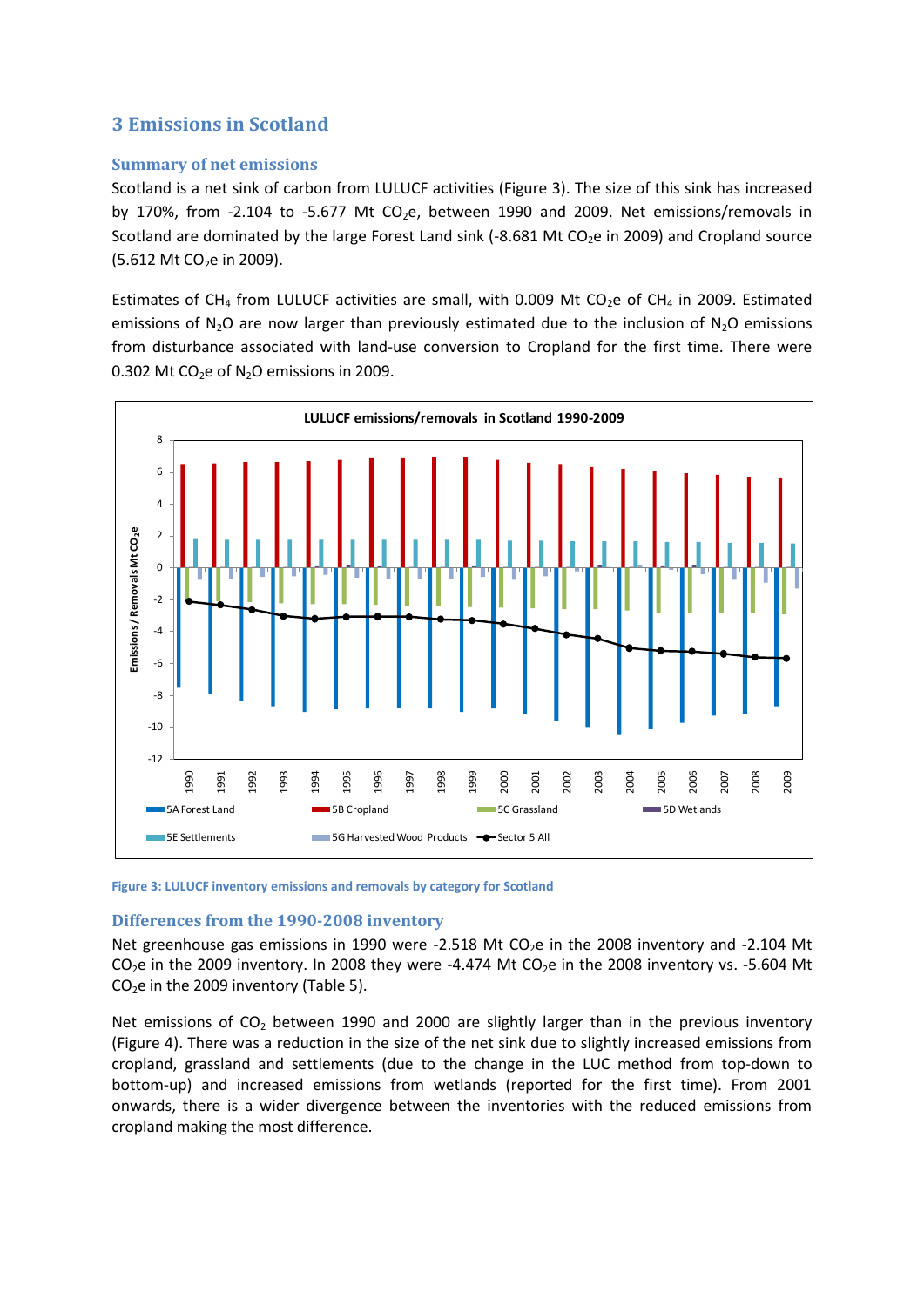## 3 Emissions in Scotland

### Summary of net emissions

Scotland is a net sink of carbon from LULUCF activities (Figure 3). The size of this sink has increased by 170%, from -2.104 to -5.677 Mt $CO_2e$, between 1990 and 2009. Net emissions/removals in Scotland are dominated by the large Forest Land sink (-8.681 Mt $CO_2e$ in 2009) and Cropland source (5.612 Mt $CO_2e$ in 2009).

Estimates of $CH_4$ from LULUCF activities are small, with 0.009 Mt $CO_2e$ of $CH_4$ in 2009. Estimated emissions of $N_2O$ are now larger than previously estimated due to the inclusion of $N_2O$ emissions from disturbance associated with land-use conversion to Cropland for the first time. There were 0.302 Mt $CO_2e$ of $N_2O$ emissions in 2009.

Figure 3: LULUCF inventory emissions and removals by category for Scotland

### Differences from the 1990-2008 inventory

Net greenhouse gas emissions in 1990 were -2.518 Mt $CO_2e$ in the 2008 inventory and -2.104 Mt $CO_2e$ in the 2009 inventory. In 2008 they were -4.474 Mt $CO_2e$ in the 2008 inventory vs. -5.604 Mt $CO_2e$ in the 2009 inventory (Table 5).

Net emissions of $CO_2$ between 1990 and 2000 are slightly larger than in the previous inventory (Figure 4). There was a reduction in the size of the net sink due to slightly increased emissions from cropland, grassland and settlements (due to the change in the LUC method from top-down to bottom-up) and increased emissions from wetlands (reported for the first time). From 2001 onwards, there is a wider divergence between the inventories with the reduced emissions from cropland making the most difference.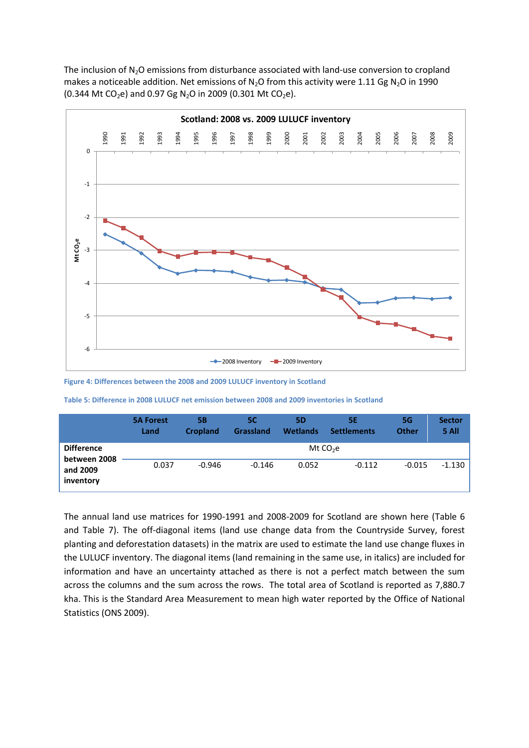The inclusion of $N_2O$ emissions from disturbance associated with land-use conversion to cropland makes a noticeable addition. Net emissions of $N_2O$ from this activity were 1.11 Gg $N_2O$ in 1990 (0.344 Mt $CO_2e$) and 0.97 Gg $N_2O$ in 2009 (0.301 Mt $CO_2e$).

Figure 4: Differences between the 2008 and 2009 LULUCF inventory in Scotland

Table 5: Difference in 2008 LULUCF net emission between 2008 and 2009 inventories in Scotland

| | 5A Forest Land | 5B Cropland | 5C Grassland | 5D Wetlands | 5E Settlements | 5G Other | Sector 5 All |
|---|---|---|---|---|---|---|---|
| Difference between 2008 and 2009 inventory | Mt $CO_2e$ | | | | | | |
| | 0.037 | -0.946 | -0.146 | 0.052 | -0.112 | -0.015 | -1.130 |

The annual land use matrices for 1990-1991 and 2008-2009 for Scotland are shown here (Table 6 and Table 7). The off-diagonal items (land use change data from the Countryside Survey, forest planting and deforestation datasets) in the matrix are used to estimate the land use change fluxes in the LULUCF inventory. The diagonal items (land remaining in the same use, in italics) are included for information and have an uncertainty attached as there is not a perfect match between the sum across the columns and the sum across the rows. The total area of Scotland is reported as 7,880.7 kha. This is the Standard Area Measurement to mean high water reported by the Office of National Statistics (ONS 2009).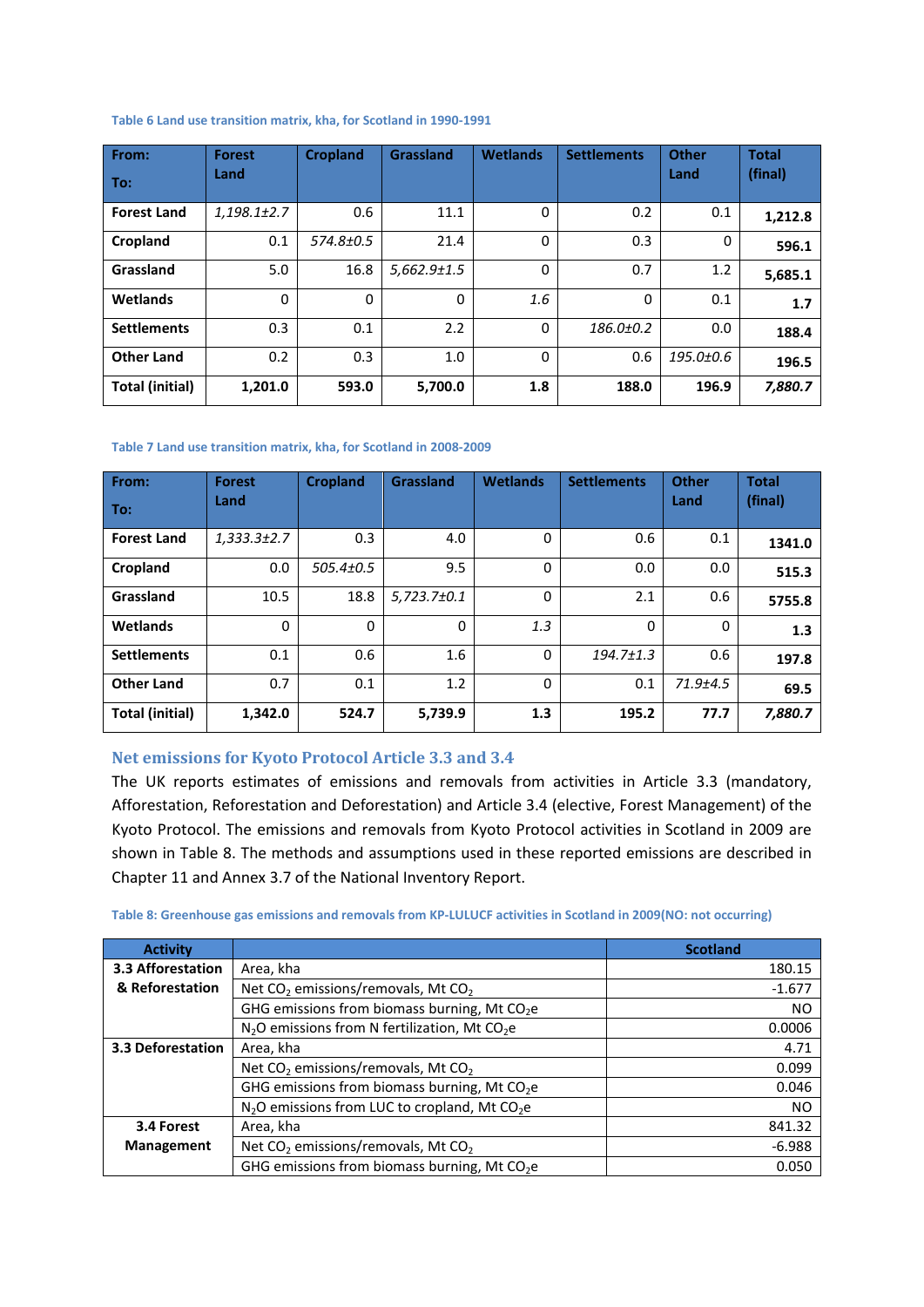Table 6 Land use transition matrix, kha, for Scotland in 1990-1991

| From:<br>To: | Forest Land | Cropland | Grassland | Wetlands | Settlements | Other Land | Total (final) |
|---|---|---|---|---|---|---|---|
| **Forest Land** | *1,198.1±2.7* | 0.6 | 11.1 | 0 | 0.2 | 0.1 | **1,212.8** |
| **Cropland** | 0.1 | *574.8±0.5* | 21.4 | 0 | 0.3 | 0 | **596.1** |
| **Grassland** | 5.0 | 16.8 | *5,662.9±1.5* | 0 | 0.7 | 1.2 | **5,685.1** |
| **Wetlands** | 0 | 0 | 0 | *1.6* | 0 | 0.1 | **1.7** |
| **Settlements** | 0.3 | 0.1 | 2.2 | 0 | *186.0±0.2* | 0.0 | **188.4** |
| **Other Land** | 0.2 | 0.3 | 1.0 | 0 | 0.6 | *195.0±0.6* | **196.5** |
| **Total (initial)** | **1,201.0** | **593.0** | **5,700.0** | **1.8** | **188.0** | **196.9** | ***7,880.7*** |

Table 7 Land use transition matrix, kha, for Scotland in 2008-2009

| From:<br>To: | Forest Land | Cropland | Grassland | Wetlands | Settlements | Other Land | Total (final) |
|---|---|---|---|---|---|---|---|
| **Forest Land** | *1,333.3±2.7* | 0.3 | 4.0 | 0 | 0.6 | 0.1 | **1341.0** |
| **Cropland** | 0.0 | *505.4±0.5* | 9.5 | 0 | 0.0 | 0.0 | **515.3** |
| **Grassland** | 10.5 | 18.8 | *5,723.7±0.1* | 0 | 2.1 | 0.6 | **5755.8** |
| **Wetlands** | 0 | 0 | 0 | *1.3* | 0 | 0 | **1.3** |
| **Settlements** | 0.1 | 0.6 | 1.6 | 0 | *194.7±1.3* | 0.6 | **197.8** |
| **Other Land** | 0.7 | 0.1 | 1.2 | 0 | 0.1 | *71.9±4.5* | **69.5** |
| **Total (initial)** | **1,342.0** | **524.7** | **5,739.9** | **1.3** | **195.2** | **77.7** | ***7,880.7*** |

## Net emissions for Kyoto Protocol Article 3.3 and 3.4

The UK reports estimates of emissions and removals from activities in Article 3.3 (mandatory, Afforestation, Reforestation and Deforestation) and Article 3.4 (elective, Forest Management) of the Kyoto Protocol. The emissions and removals from Kyoto Protocol activities in Scotland in 2009 are shown in Table 8. The methods and assumptions used in these reported emissions are described in Chapter 11 and Annex 3.7 of the National Inventory Report.

Table 8: Greenhouse gas emissions and removals from KP-LULUCF activities in Scotland in 2009(NO: not occurring)

| Activity | | Scotland |
|---|---|---|
| **3.3 Afforestation & Reforestation** | Area, kha | 180.15 |
| | Net $CO_2$ emissions/removals, Mt $CO_2$ | -1.677 |
| | GHG emissions from biomass burning, Mt $CO_2$e | NO |
| | $N_2O$ emissions from N fertilization, Mt $CO_2$e | 0.0006 |
| **3.3 Deforestation** | Area, kha | 4.71 |
| | Net $CO_2$ emissions/removals, Mt $CO_2$ | 0.099 |
| | GHG emissions from biomass burning, Mt $CO_2$e | 0.046 |
| | $N_2O$ emissions from LUC to cropland, Mt $CO_2$e | NO |
| **3.4 Forest Management** | Area, kha | 841.32 |
| | Net $CO_2$ emissions/removals, Mt $CO_2$ | -6.988 |
| | GHG emissions from biomass burning, Mt $CO_2$e | 0.050 |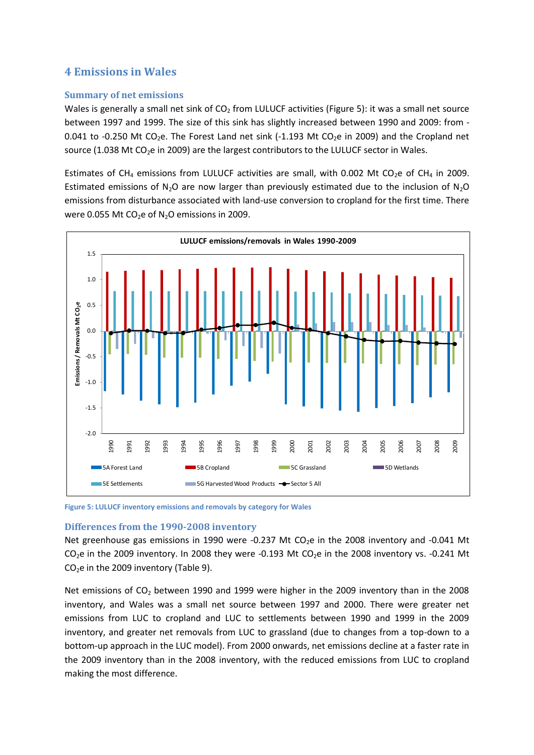# 4 Emissions in Wales

## Summary of net emissions

Wales is generally a small net sink of $CO_2$ from LULUCF activities (Figure 5): it was a small net source between 1997 and 1999. The size of this sink has slightly increased between 1990 and 2009: from -0.041 to -0.250 Mt $CO_2$e. The Forest Land net sink (-1.193 Mt $CO_2$e in 2009) and the Cropland net source (1.038 Mt $CO_2$e in 2009) are the largest contributors to the LULUCF sector in Wales.

Estimates of $CH_4$ emissions from LULUCF activities are small, with 0.002 Mt $CO_2$e of $CH_4$ in 2009. Estimated emissions of $N_2O$ are now larger than previously estimated due to the inclusion of $N_2O$ emissions from disturbance associated with land-use conversion to cropland for the first time. There were 0.055 Mt $CO_2$e of $N_2O$ emissions in 2009.

Figure 5: LULUCF inventory emissions and removals by category for Wales

## Differences from the 1990-2008 inventory

Net greenhouse gas emissions in 1990 were -0.237 Mt $CO_2$e in the 2008 inventory and -0.041 Mt $CO_2$e in the 2009 inventory. In 2008 they were -0.193 Mt $CO_2$e in the 2008 inventory vs. -0.241 Mt $CO_2$e in the 2009 inventory (Table 9).

Net emissions of $CO_2$ between 1990 and 1999 were higher in the 2009 inventory than in the 2008 inventory, and Wales was a small net source between 1997 and 2000. There were greater net emissions from LUC to cropland and LUC to settlements between 1990 and 1999 in the 2009 inventory, and greater net removals from LUC to grassland (due to changes from a top-down to a bottom-up approach in the LUC model). From 2000 onwards, net emissions decline at a faster rate in the 2009 inventory than in the 2008 inventory, with the reduced emissions from LUC to cropland making the most difference.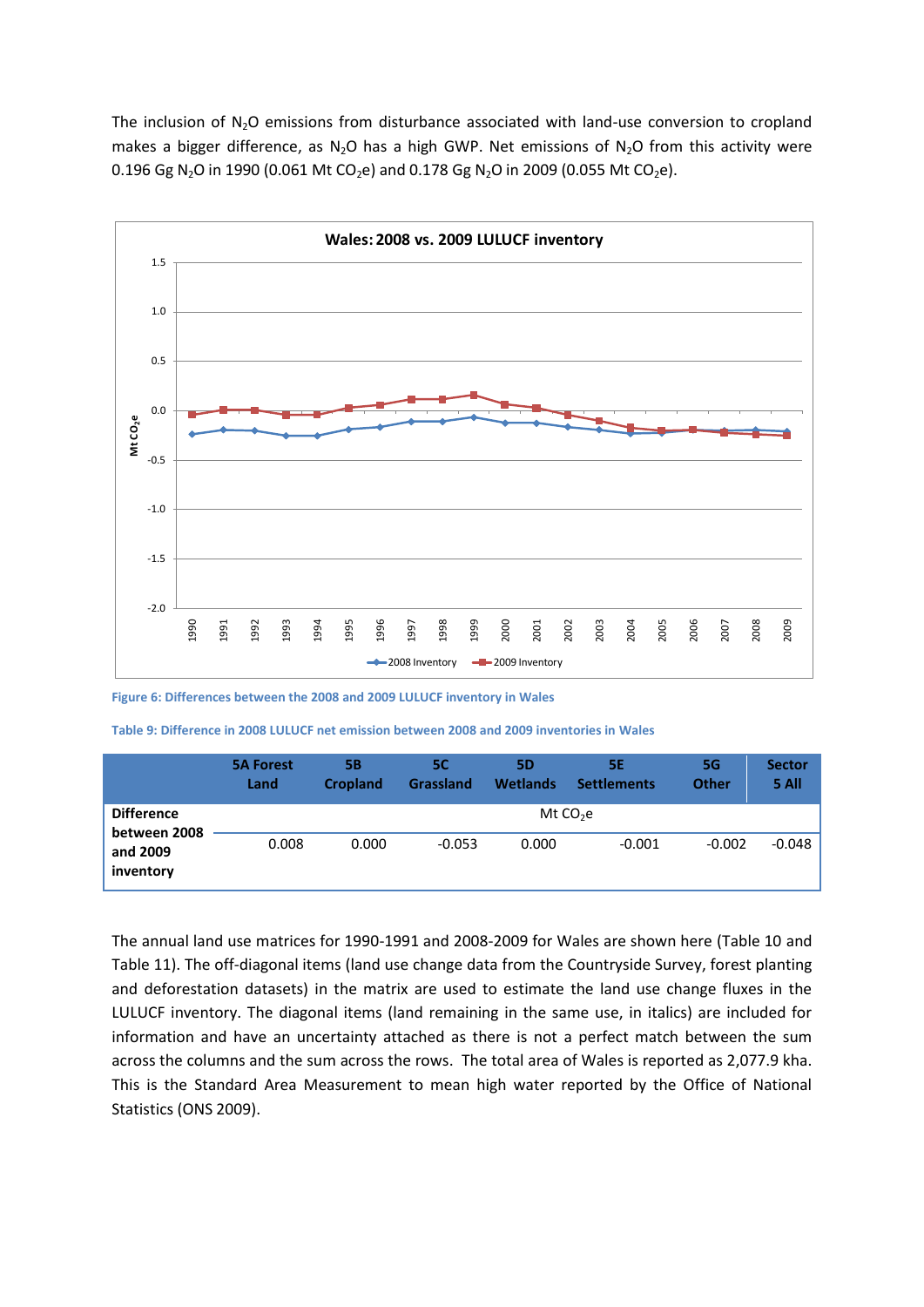The inclusion of $N_2O$ emissions from disturbance associated with land-use conversion to cropland makes a bigger difference, as $N_2O$ has a high GWP. Net emissions of $N_2O$ from this activity were 0.196 Gg $N_2O$ in 1990 (0.061 Mt $CO_2$e) and 0.178 Gg $N_2O$ in 2009 (0.055 Mt $CO_2$e).

Figure 6: Differences between the 2008 and 2009 LULUCF inventory in Wales

Table 9: Difference in 2008 LULUCF net emission between 2008 and 2009 inventories in Wales

| | 5A Forest Land | 5B Cropland | 5C Grassland | 5D Wetlands | 5E Settlements | 5G Other | Sector 5 All |
|---|---|---|---|---|---|---|---|
| **Difference between 2008 and 2009 inventory** | Mt $CO_2$e | | | | | | |
| | 0.008 | 0.000 | -0.053 | 0.000 | -0.001 | -0.002 | -0.048 |

The annual land use matrices for 1990-1991 and 2008-2009 for Wales are shown here (Table 10 and Table 11). The off-diagonal items (land use change data from the Countryside Survey, forest planting and deforestation datasets) in the matrix are used to estimate the land use change fluxes in the LULUCF inventory. The diagonal items (land remaining in the same use, in italics) are included for information and have an uncertainty attached as there is not a perfect match between the sum across the columns and the sum across the rows. The total area of Wales is reported as 2,077.9 kha. This is the Standard Area Measurement to mean high water reported by the Office of National Statistics (ONS 2009).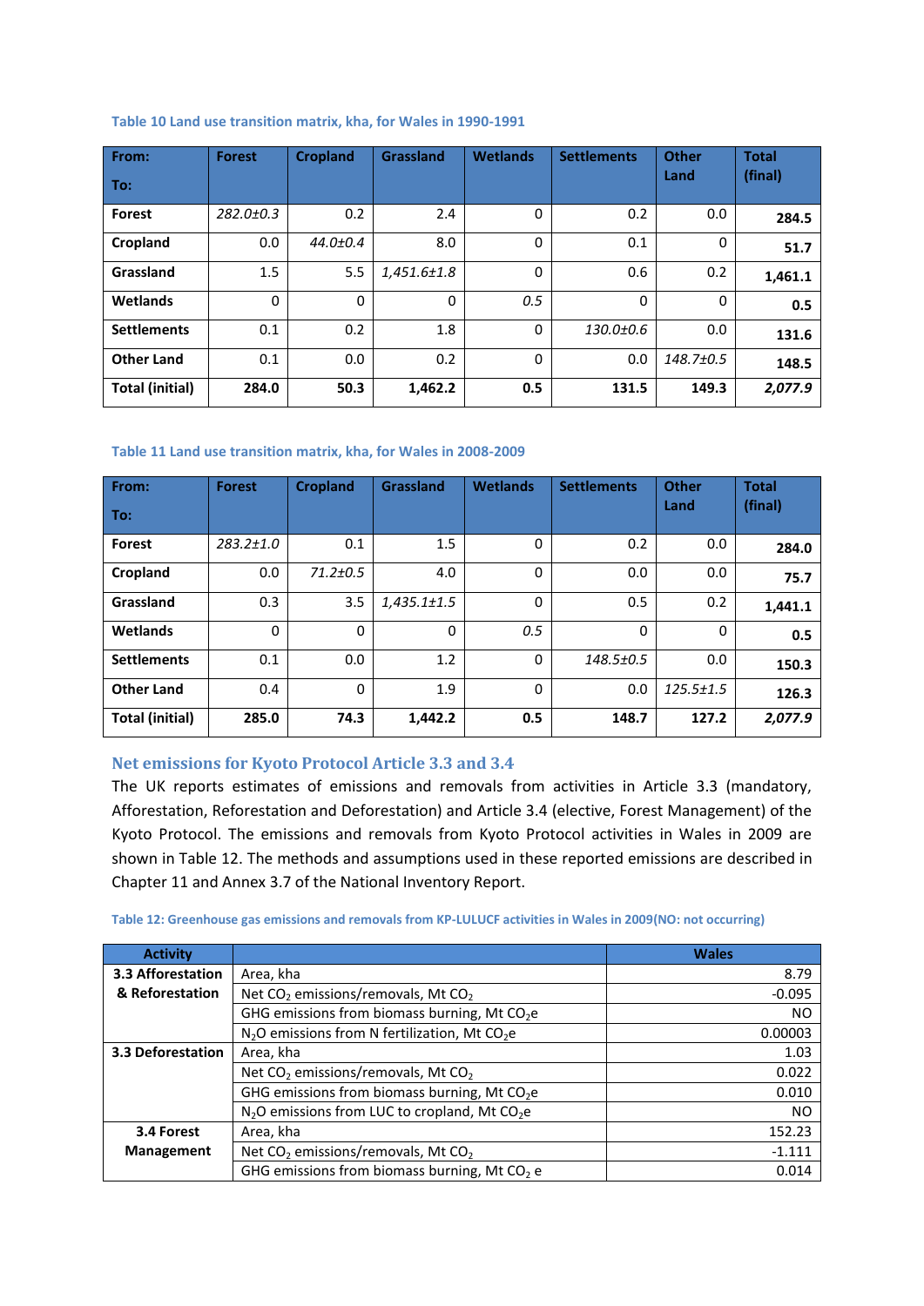**Table 10 Land use transition matrix, kha, for Wales in 1990-1991**

| From: / To: | Forest | Cropland | Grassland | Wetlands | Settlements | Other Land | Total (final) |
|---|---|---|---|---|---|---|---|
| **Forest** | *282.0±0.3* | 0.2 | 2.4 | 0 | 0.2 | 0.0 | **284.5** |
| **Cropland** | 0.0 | *44.0±0.4* | 8.0 | 0 | 0.1 | 0 | **51.7** |
| **Grassland** | 1.5 | 5.5 | *1,451.6±1.8* | 0 | 0.6 | 0.2 | **1,461.1** |
| **Wetlands** | 0 | 0 | 0 | *0.5* | 0 | 0 | **0.5** |
| **Settlements** | 0.1 | 0.2 | 1.8 | 0 | *130.0±0.6* | 0.0 | **131.6** |
| **Other Land** | 0.1 | 0.0 | 0.2 | 0 | 0.0 | *148.7±0.5* | **148.5** |
| **Total (initial)** | **284.0** | **50.3** | **1,462.2** | **0.5** | **131.5** | **149.3** | ***2,077.9*** |

**Table 11 Land use transition matrix, kha, for Wales in 2008-2009**

| From: / To: | Forest | Cropland | Grassland | Wetlands | Settlements | Other Land | Total (final) |
|---|---|---|---|---|---|---|---|
| **Forest** | *283.2±1.0* | 0.1 | 1.5 | 0 | 0.2 | 0.0 | **284.0** |
| **Cropland** | 0.0 | *71.2±0.5* | 4.0 | 0 | 0.0 | 0.0 | **75.7** |
| **Grassland** | 0.3 | 3.5 | *1,435.1±1.5* | 0 | 0.5 | 0.2 | **1,441.1** |
| **Wetlands** | 0 | 0 | 0 | *0.5* | 0 | 0 | **0.5** |
| **Settlements** | 0.1 | 0.0 | 1.2 | 0 | *148.5±0.5* | 0.0 | **150.3** |
| **Other Land** | 0.4 | 0 | 1.9 | 0 | 0.0 | *125.5±1.5* | **126.3** |
| **Total (initial)** | **285.0** | **74.3** | **1,442.2** | **0.5** | **148.7** | **127.2** | ***2,077.9*** |

## Net emissions for Kyoto Protocol Article 3.3 and 3.4

The UK reports estimates of emissions and removals from activities in Article 3.3 (mandatory, Afforestation, Reforestation and Deforestation) and Article 3.4 (elective, Forest Management) of the Kyoto Protocol. The emissions and removals from Kyoto Protocol activities in Wales in 2009 are shown in Table 12. The methods and assumptions used in these reported emissions are described in Chapter 11 and Annex 3.7 of the National Inventory Report.

**Table 12: Greenhouse gas emissions and removals from KP-LULUCF activities in Wales in 2009(NO: not occurring)**

| Activity | | Wales |
|---|---|---|
| **3.3 Afforestation & Reforestation** | Area, kha | 8.79 |
| | Net $CO_2$ emissions/removals, Mt $CO_2$ | -0.095 |
| | GHG emissions from biomass burning, Mt $CO_2$e | NO |
| | $N_2O$ emissions from N fertilization, Mt $CO_2$e | 0.00003 |
| **3.3 Deforestation** | Area, kha | 1.03 |
| | Net $CO_2$ emissions/removals, Mt $CO_2$ | 0.022 |
| | GHG emissions from biomass burning, Mt $CO_2$e | 0.010 |
| | $N_2O$ emissions from LUC to cropland, Mt $CO_2$e | NO |
| **3.4 Forest Management** | Area, kha | 152.23 |
| | Net $CO_2$ emissions/removals, Mt $CO_2$ | -1.111 |
| | GHG emissions from biomass burning, Mt $CO_2$ e | 0.014 |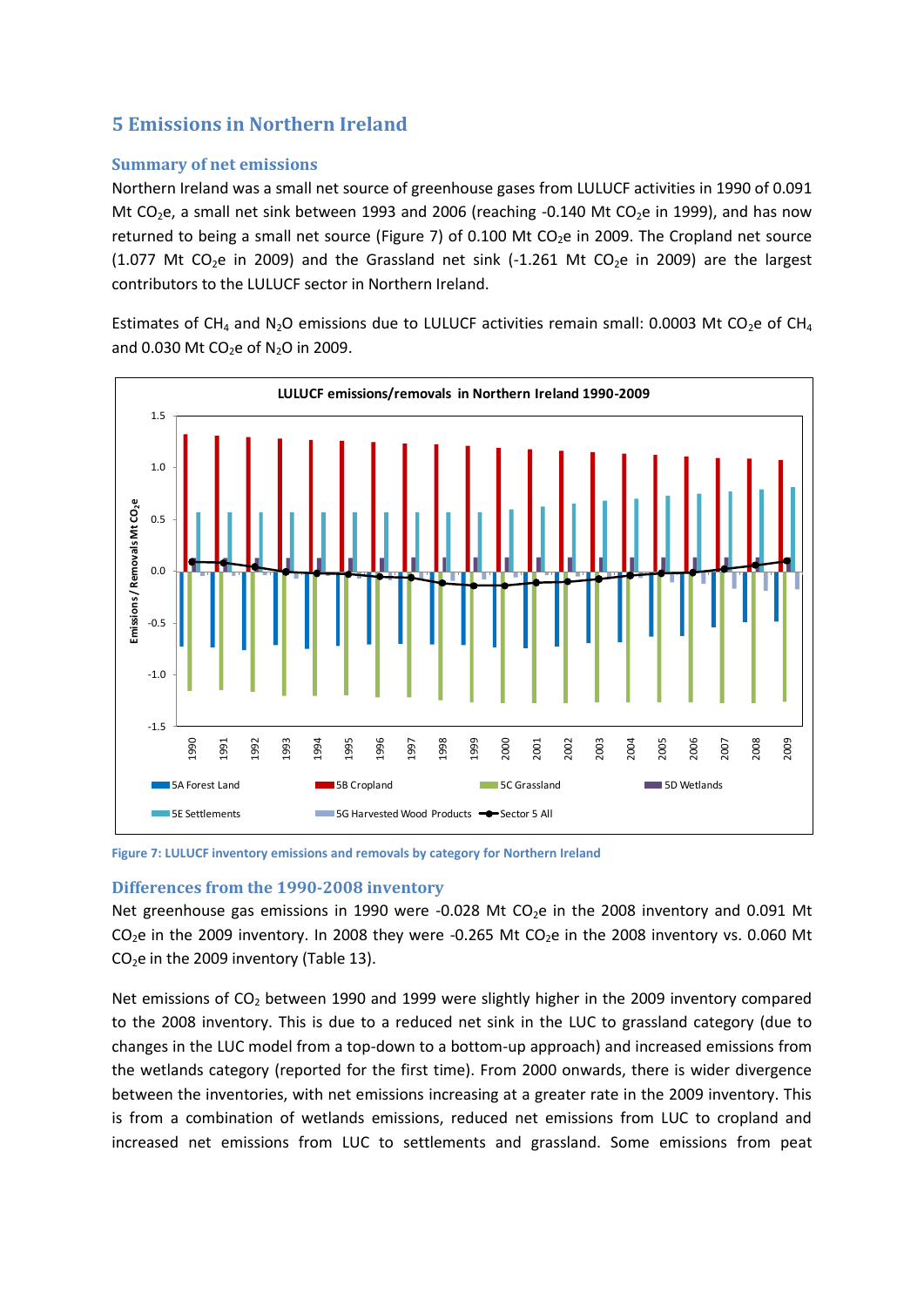## 5 Emissions in Northern Ireland

### Summary of net emissions

Northern Ireland was a small net source of greenhouse gases from LULUCF activities in 1990 of 0.091 Mt $CO_2$e, a small net sink between 1993 and 2006 (reaching -0.140 Mt $CO_2$e in 1999), and has now returned to being a small net source (Figure 7) of 0.100 Mt $CO_2$e in 2009. The Cropland net source (1.077 Mt $CO_2$e in 2009) and the Grassland net sink (-1.261 Mt $CO_2$e in 2009) are the largest contributors to the LULUCF sector in Northern Ireland.

Estimates of $CH_4$ and $N_2O$ emissions due to LULUCF activities remain small: 0.0003 Mt $CO_2$e of $CH_4$ and 0.030 Mt $CO_2$e of $N_2O$ in 2009.

**Figure 7: LULUCF inventory emissions and removals by category for Northern Ireland**

### Differences from the 1990-2008 inventory

Net greenhouse gas emissions in 1990 were -0.028 Mt $CO_2$e in the 2008 inventory and 0.091 Mt $CO_2$e in the 2009 inventory. In 2008 they were -0.265 Mt $CO_2$e in the 2008 inventory vs. 0.060 Mt $CO_2$e in the 2009 inventory (Table 13).

Net emissions of $CO_2$ between 1990 and 1999 were slightly higher in the 2009 inventory compared to the 2008 inventory. This is due to a reduced net sink in the LUC to grassland category (due to changes in the LUC model from a top-down to a bottom-up approach) and increased emissions from the wetlands category (reported for the first time). From 2000 onwards, there is wider divergence between the inventories, with net emissions increasing at a greater rate in the 2009 inventory. This is from a combination of wetlands emissions, reduced net emissions from LUC to cropland and increased net emissions from LUC to settlements and grassland. Some emissions from peat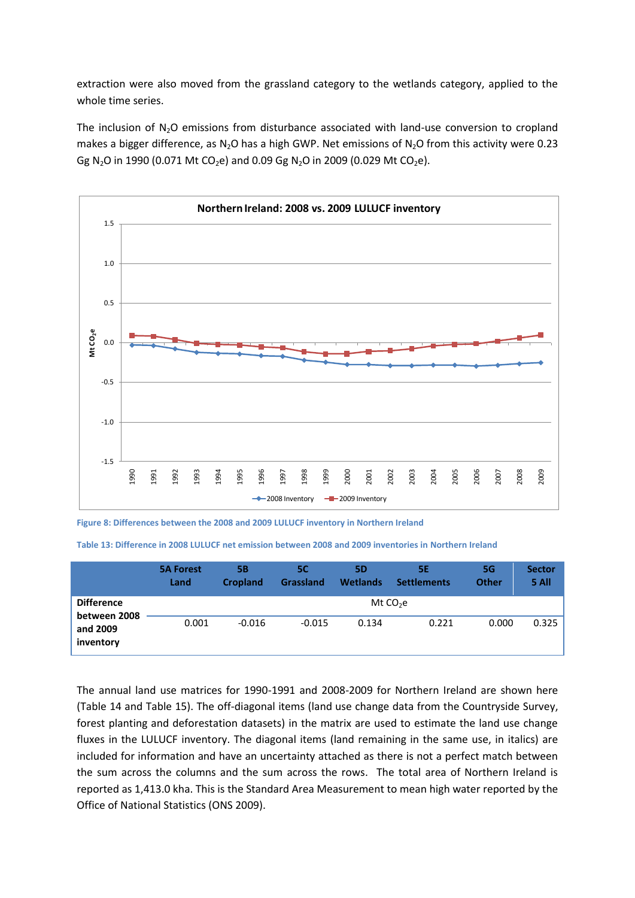extraction were also moved from the grassland category to the wetlands category, applied to the whole time series.

The inclusion of $N_2O$ emissions from disturbance associated with land-use conversion to cropland makes a bigger difference, as $N_2O$ has a high GWP. Net emissions of $N_2O$ from this activity were 0.23 Gg $N_2O$ in 1990 (0.071 Mt $CO_2$e) and 0.09 Gg $N_2O$ in 2009 (0.029 Mt $CO_2$e).

Figure 8: Differences between the 2008 and 2009 LULUCF inventory in Northern Ireland

Table 13: Difference in 2008 LULUCF net emission between 2008 and 2009 inventories in Northern Ireland

| | 5A Forest Land | 5B Cropland | 5C Grassland | 5D Wetlands | 5E Settlements | 5G Other | Sector 5 All |
|---|---|---|---|---|---|---|---|
| | Mt $CO_2$e | | | | | | |
| Difference between 2008 and 2009 inventory | 0.001 | -0.016 | -0.015 | 0.134 | 0.221 | 0.000 | 0.325 |

The annual land use matrices for 1990-1991 and 2008-2009 for Northern Ireland are shown here (Table 14 and Table 15). The off-diagonal items (land use change data from the Countryside Survey, forest planting and deforestation datasets) in the matrix are used to estimate the land use change fluxes in the LULUCF inventory. The diagonal items (land remaining in the same use, in italics) are included for information and have an uncertainty attached as there is not a perfect match between the sum across the columns and the sum across the rows. The total area of Northern Ireland is reported as 1,413.0 kha. This is the Standard Area Measurement to mean high water reported by the Office of National Statistics (ONS 2009).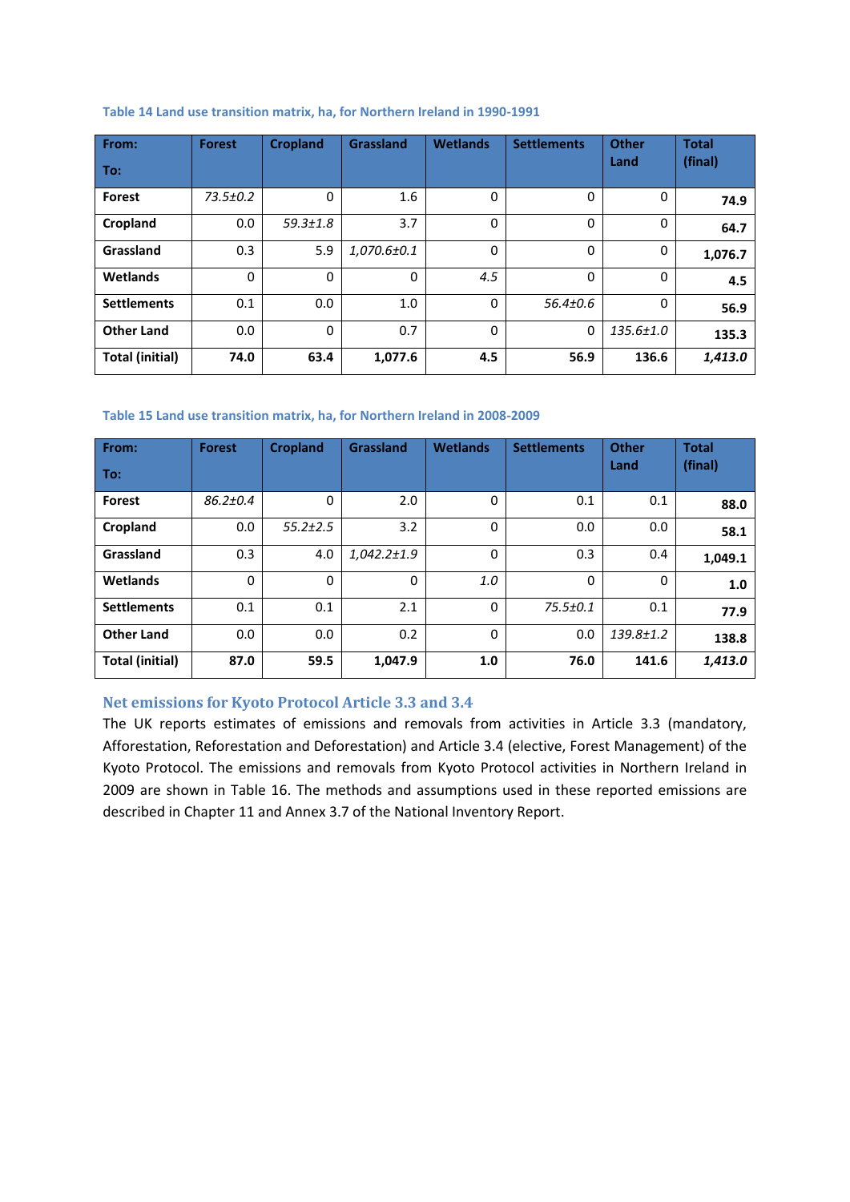Table 14 Land use transition matrix, ha, for Northern Ireland in 1990-1991

| From:<br>To: | Forest | Cropland | Grassland | Wetlands | Settlements | Other Land | Total (final) |
|---|---|---|---|---|---|---|---|
| **Forest** | *73.5±0.2* | 0 | 1.6 | 0 | 0 | 0 | **74.9** |
| **Cropland** | 0.0 | *59.3±1.8* | 3.7 | 0 | 0 | 0 | **64.7** |
| **Grassland** | 0.3 | 5.9 | *1,070.6±0.1* | 0 | 0 | 0 | **1,076.7** |
| **Wetlands** | 0 | 0 | 0 | *4.5* | 0 | 0 | **4.5** |
| **Settlements** | 0.1 | 0.0 | 1.0 | 0 | *56.4±0.6* | 0 | **56.9** |
| **Other Land** | 0.0 | 0 | 0.7 | 0 | 0 | *135.6±1.0* | **135.3** |
| **Total (initial)** | **74.0** | **63.4** | **1,077.6** | **4.5** | **56.9** | **136.6** | ***1,413.0*** |

Table 15 Land use transition matrix, ha, for Northern Ireland in 2008-2009

| From:<br>To: | Forest | Cropland | Grassland | Wetlands | Settlements | Other Land | Total (final) |
|---|---|---|---|---|---|---|---|
| **Forest** | *86.2±0.4* | 0 | 2.0 | 0 | 0.1 | 0.1 | **88.0** |
| **Cropland** | 0.0 | *55.2±2.5* | 3.2 | 0 | 0.0 | 0.0 | **58.1** |
| **Grassland** | 0.3 | 4.0 | *1,042.2±1.9* | 0 | 0.3 | 0.4 | **1,049.1** |
| **Wetlands** | 0 | 0 | 0 | *1.0* | 0 | 0 | **1.0** |
| **Settlements** | 0.1 | 0.1 | 2.1 | 0 | *75.5±0.1* | 0.1 | **77.9** |
| **Other Land** | 0.0 | 0.0 | 0.2 | 0 | 0.0 | *139.8±1.2* | **138.8** |
| **Total (initial)** | **87.0** | **59.5** | **1,047.9** | **1.0** | **76.0** | **141.6** | ***1,413.0*** |

## Net emissions for Kyoto Protocol Article 3.3 and 3.4

The UK reports estimates of emissions and removals from activities in Article 3.3 (mandatory, Afforestation, Reforestation and Deforestation) and Article 3.4 (elective, Forest Management) of the Kyoto Protocol. The emissions and removals from Kyoto Protocol activities in Northern Ireland in 2009 are shown in Table 16. The methods and assumptions used in these reported emissions are described in Chapter 11 and Annex 3.7 of the National Inventory Report.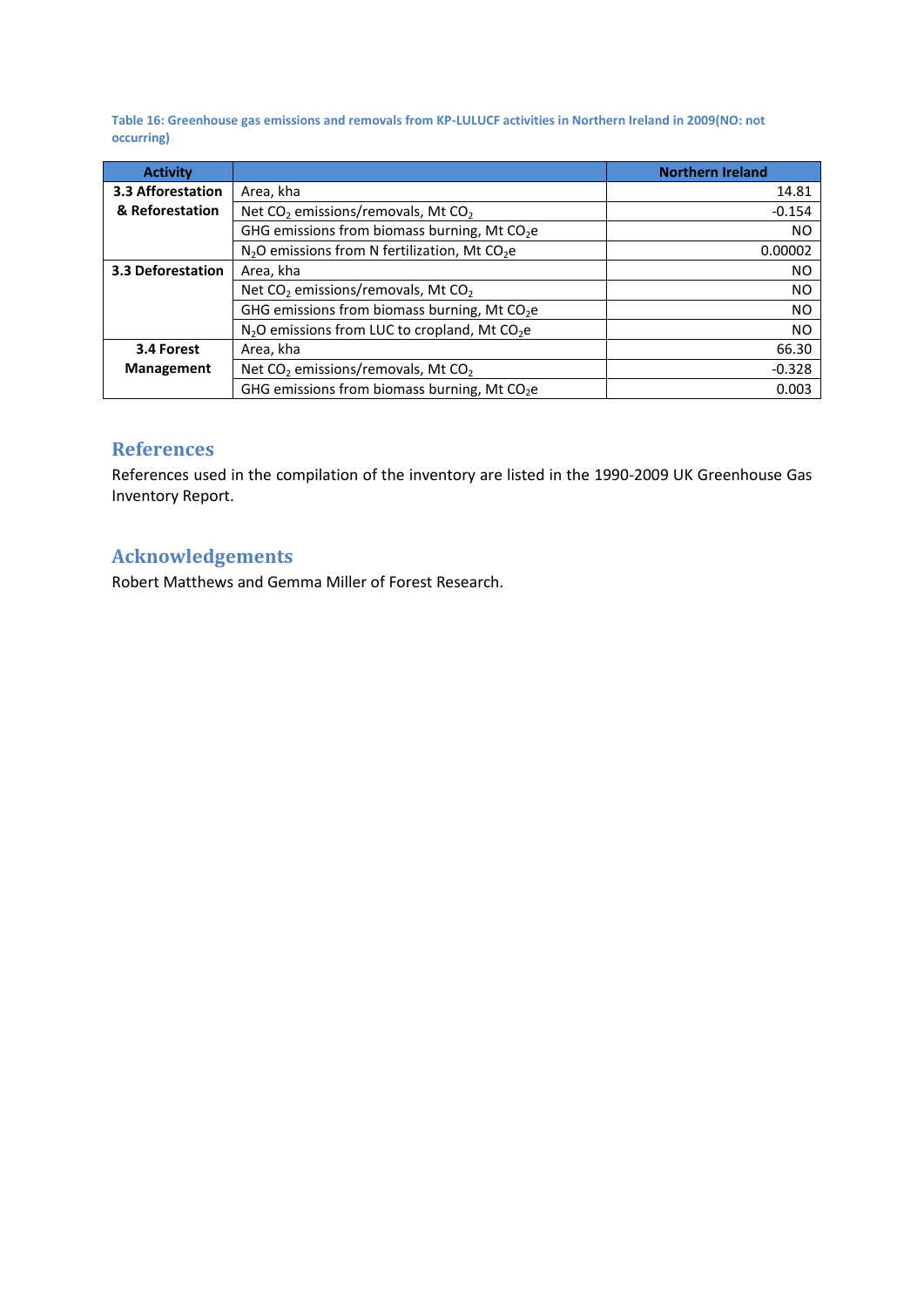Table 16: Greenhouse gas emissions and removals from KP-LULUCF activities in Northern Ireland in 2009(NO: not occurring)

| Activity | | Northern Ireland |
|---|---|---|
| 3.3 Afforestation & Reforestation | Area, kha | 14.81 |
| | Net $CO_2$ emissions/removals, Mt $CO_2$ | -0.154 |
| | GHG emissions from biomass burning, Mt $CO_2$e | NO |
| | $N_2O$ emissions from N fertilization, Mt $CO_2$e | 0.00002 |
| 3.3 Deforestation | Area, kha | NO |
| | Net $CO_2$ emissions/removals, Mt $CO_2$ | NO |
| | GHG emissions from biomass burning, Mt $CO_2$e | NO |
| | $N_2O$ emissions from LUC to cropland, Mt $CO_2$e | NO |
| 3.4 Forest Management | Area, kha | 66.30 |
| | Net $CO_2$ emissions/removals, Mt $CO_2$ | -0.328 |
| | GHG emissions from biomass burning, Mt $CO_2$e | 0.003 |

## References

References used in the compilation of the inventory are listed in the 1990-2009 UK Greenhouse Gas Inventory Report.

## Acknowledgements

Robert Matthews and Gemma Miller of Forest Research.